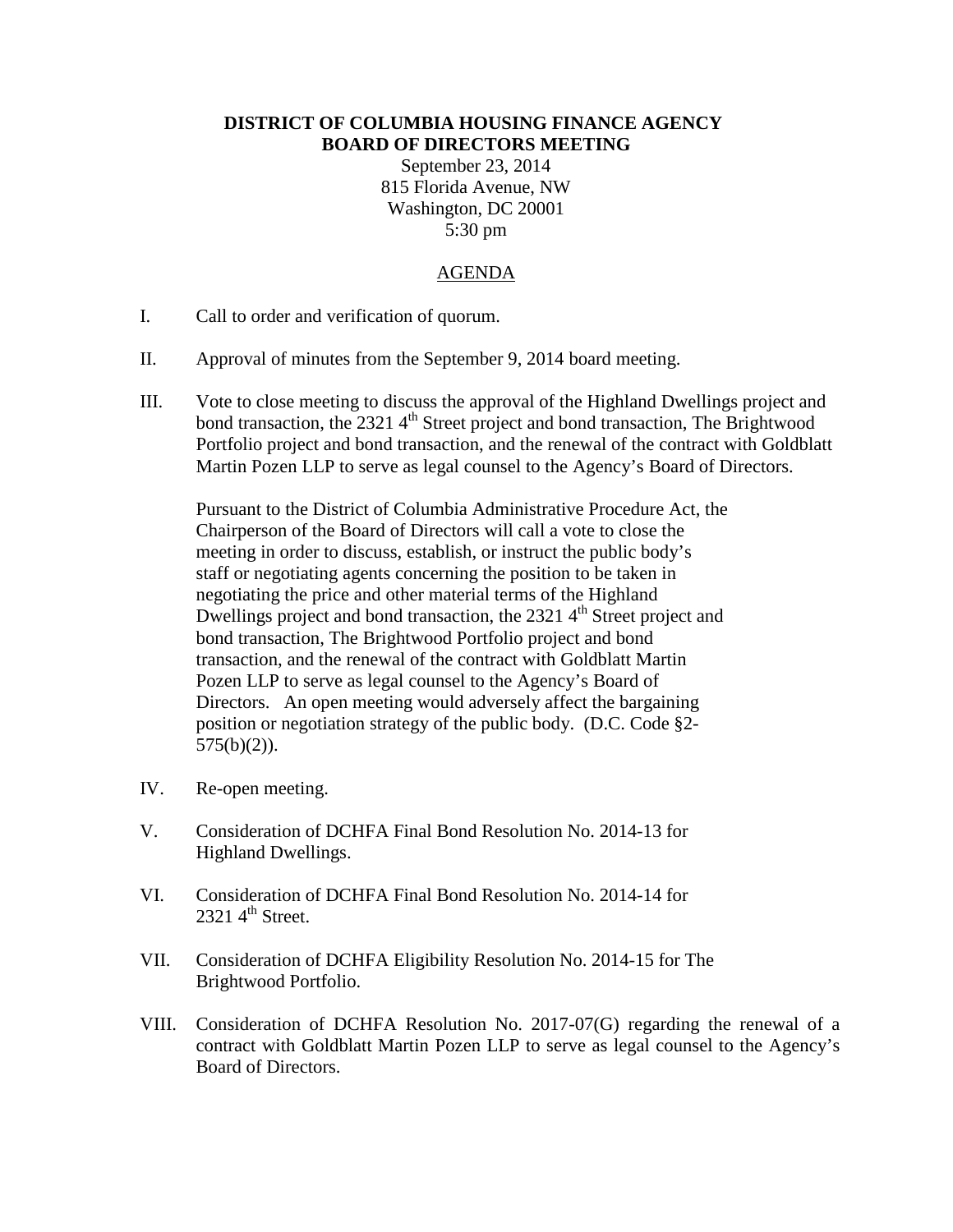**DISTRICT OF COLUMBIA HOUSING FINANCE AGENCY**
**BOARD OF DIRECTORS MEETING**

September 23, 2014
815 Florida Avenue, NW
Washington, DC 20001
5:30 pm

<u>AGENDA</u>

I. Call to order and verification of quorum.

II. Approval of minutes from the September 9, 2014 board meeting.

III. Vote to close meeting to discuss the approval of the Highland Dwellings project and bond transaction, the 2321 4th Street project and bond transaction, The Brightwood Portfolio project and bond transaction, and the renewal of the contract with Goldblatt Martin Pozen LLP to serve as legal counsel to the Agency's Board of Directors.

   Pursuant to the District of Columbia Administrative Procedure Act, the Chairperson of the Board of Directors will call a vote to close the meeting in order to discuss, establish, or instruct the public body's staff or negotiating agents concerning the position to be taken in negotiating the price and other material terms of the Highland Dwellings project and bond transaction, the 2321 4th Street project and bond transaction, The Brightwood Portfolio project and bond transaction, and the renewal of the contract with Goldblatt Martin Pozen LLP to serve as legal counsel to the Agency's Board of Directors. An open meeting would adversely affect the bargaining position or negotiation strategy of the public body. (D.C. Code §2-575(b)(2)).

IV. Re-open meeting.

V. Consideration of DCHFA Final Bond Resolution No. 2014-13 for Highland Dwellings.

VI. Consideration of DCHFA Final Bond Resolution No. 2014-14 for 2321 4th Street.

VII. Consideration of DCHFA Eligibility Resolution No. 2014-15 for The Brightwood Portfolio.

VIII. Consideration of DCHFA Resolution No. 2017-07(G) regarding the renewal of a contract with Goldblatt Martin Pozen LLP to serve as legal counsel to the Agency's Board of Directors.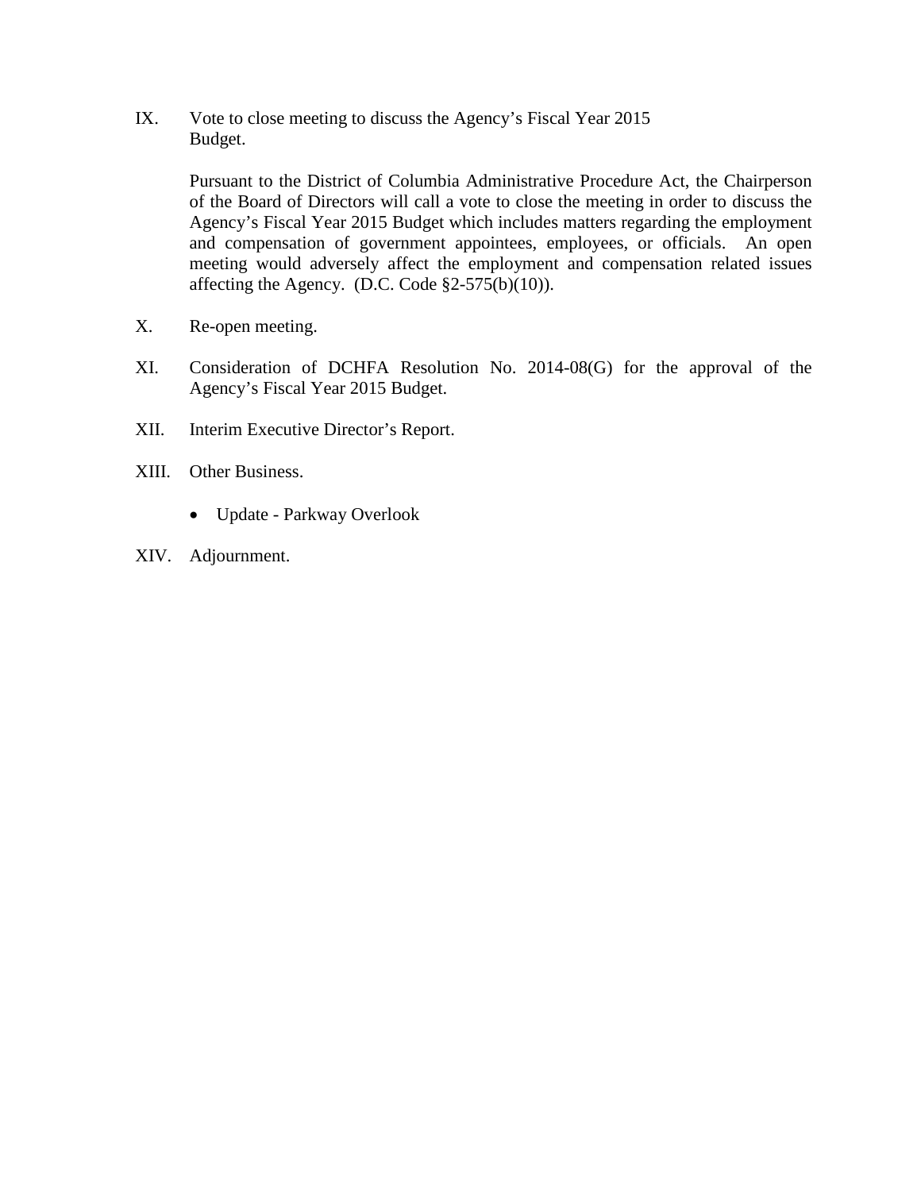IX. Vote to close meeting to discuss the Agency's Fiscal Year 2015 Budget.

Pursuant to the District of Columbia Administrative Procedure Act, the Chairperson of the Board of Directors will call a vote to close the meeting in order to discuss the Agency's Fiscal Year 2015 Budget which includes matters regarding the employment and compensation of government appointees, employees, or officials. An open meeting would adversely affect the employment and compensation related issues affecting the Agency. (D.C. Code §2-575(b)(10)).

X. Re-open meeting.

XI. Consideration of DCHFA Resolution No. 2014-08(G) for the approval of the Agency's Fiscal Year 2015 Budget.

XII. Interim Executive Director's Report.

XIII. Other Business.

- Update - Parkway Overlook

XIV. Adjournment.